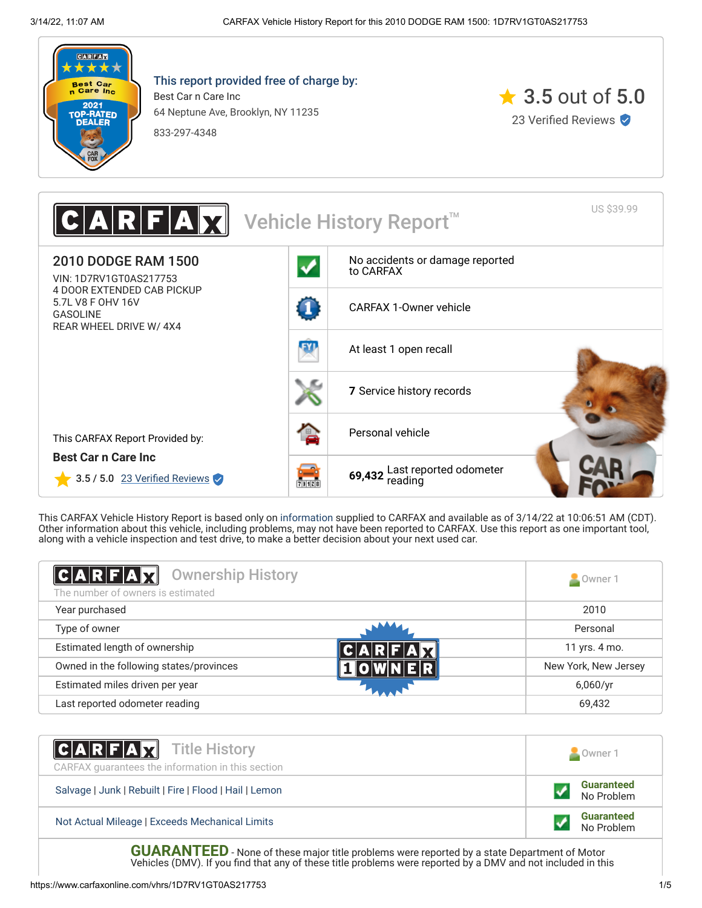This report provided free of charge by:

Best Car n Care Inc
64 Neptune Ave, Brooklyn, NY 11235
833-297-4348

3.5 out of 5.0
23 Verified Reviews

# CARFAX Vehicle History Report™

US $39.99

## 2010 DODGE RAM 1500

VIN: 1D7RV1GT0AS217753
4 DOOR EXTENDED CAB PICKUP
5.7L V8 F OHV 16V
GASOLINE
REAR WHEEL DRIVE W/ 4X4

- No accidents or damage reported to CARFAX
- CARFAX 1-Owner vehicle
- At least 1 open recall
- **7** Service history records
- Personal vehicle
- **69,432** Last reported odometer reading

This CARFAX Report Provided by:

**Best Car n Care Inc**

3.5 / 5.0 23 Verified Reviews

This CARFAX Vehicle History Report is based only on information supplied to CARFAX and available as of 3/14/22 at 10:06:51 AM (CDT). Other information about this vehicle, including problems, may not have been reported to CARFAX. Use this report as one important tool, along with a vehicle inspection and test drive, to make a better decision about your next used car.

## Ownership History

The number of owners is estimated

| | Owner 1 |
|---|---|
| Year purchased | 2010 |
| Type of owner | Personal |
| Estimated length of ownership | 11 yrs. 4 mo. |
| Owned in the following states/provinces | New York, New Jersey |
| Estimated miles driven per year | 6,060/yr |
| Last reported odometer reading | 69,432 |

## Title History

CARFAX guarantees the information in this section

| | Owner 1 |
|---|---|
| Salvage \| Junk \| Rebuilt \| Fire \| Flood \| Hail \| Lemon | Guaranteed No Problem |
| Not Actual Mileage \| Exceeds Mechanical Limits | Guaranteed No Problem |

**GUARANTEED** - None of these major title problems were reported by a state Department of Motor Vehicles (DMV). If you find that any of these title problems were reported by a DMV and not included in this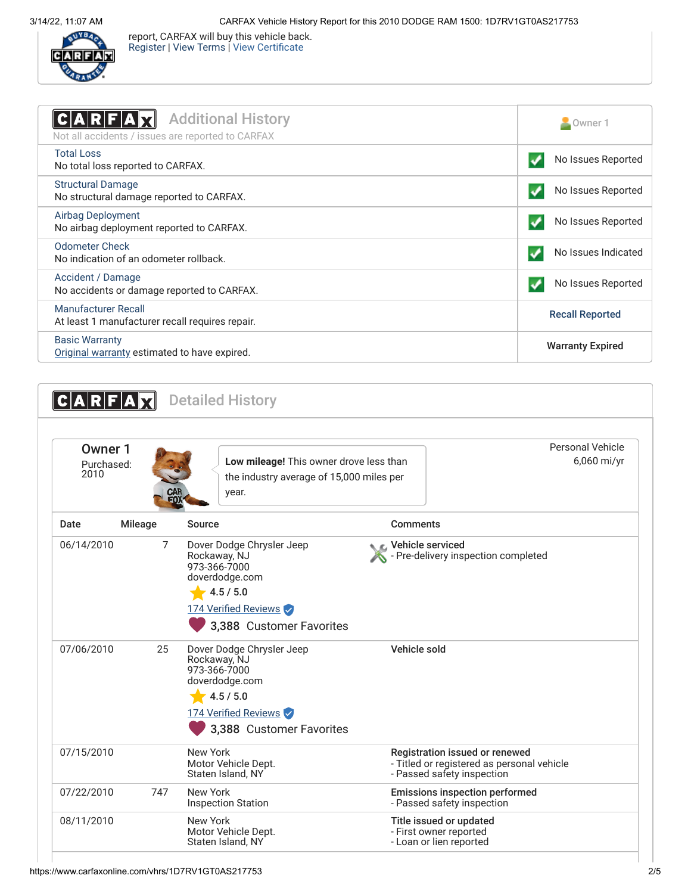report, CARFAX will buy this vehicle back.
Register | View Terms | View Certificate

## Additional History

Not all accidents / issues are reported to CARFAX

| | Owner 1 |
|---|---|
| **Total Loss**<br>No total loss reported to CARFAX. | No Issues Reported |
| **Structural Damage**<br>No structural damage reported to CARFAX. | No Issues Reported |
| **Airbag Deployment**<br>No airbag deployment reported to CARFAX. | No Issues Reported |
| **Odometer Check**<br>No indication of an odometer rollback. | No Issues Indicated |
| **Accident / Damage**<br>No accidents or damage reported to CARFAX. | No Issues Reported |
| **Manufacturer Recall**<br>At least 1 manufacturer recall requires repair. | Recall Reported |
| **Basic Warranty**<br>Original warranty estimated to have expired. | Warranty Expired |

## Detailed History

**Owner 1**
Purchased: 2010

**Low mileage!** This owner drove less than the industry average of 15,000 miles per year.

Personal Vehicle
6,060 mi/yr

| Date | Mileage | Source | Comments |
|---|---|---|---|
| 06/14/2010 | 7 | Dover Dodge Chrysler Jeep<br>Rockaway, NJ<br>973-366-7000<br>doverdodge.com<br>4.5 / 5.0<br>174 Verified Reviews<br>3,388 Customer Favorites | **Vehicle serviced**<br>- Pre-delivery inspection completed |
| 07/06/2010 | 25 | Dover Dodge Chrysler Jeep<br>Rockaway, NJ<br>973-366-7000<br>doverdodge.com<br>4.5 / 5.0<br>174 Verified Reviews<br>3,388 Customer Favorites | **Vehicle sold** |
| 07/15/2010 | | New York<br>Motor Vehicle Dept.<br>Staten Island, NY | **Registration issued or renewed**<br>- Titled or registered as personal vehicle<br>- Passed safety inspection |
| 07/22/2010 | 747 | New York<br>Inspection Station | **Emissions inspection performed**<br>- Passed safety inspection |
| 08/11/2010 | | New York<br>Motor Vehicle Dept.<br>Staten Island, NY | **Title issued or updated**<br>- First owner reported<br>- Loan or lien reported |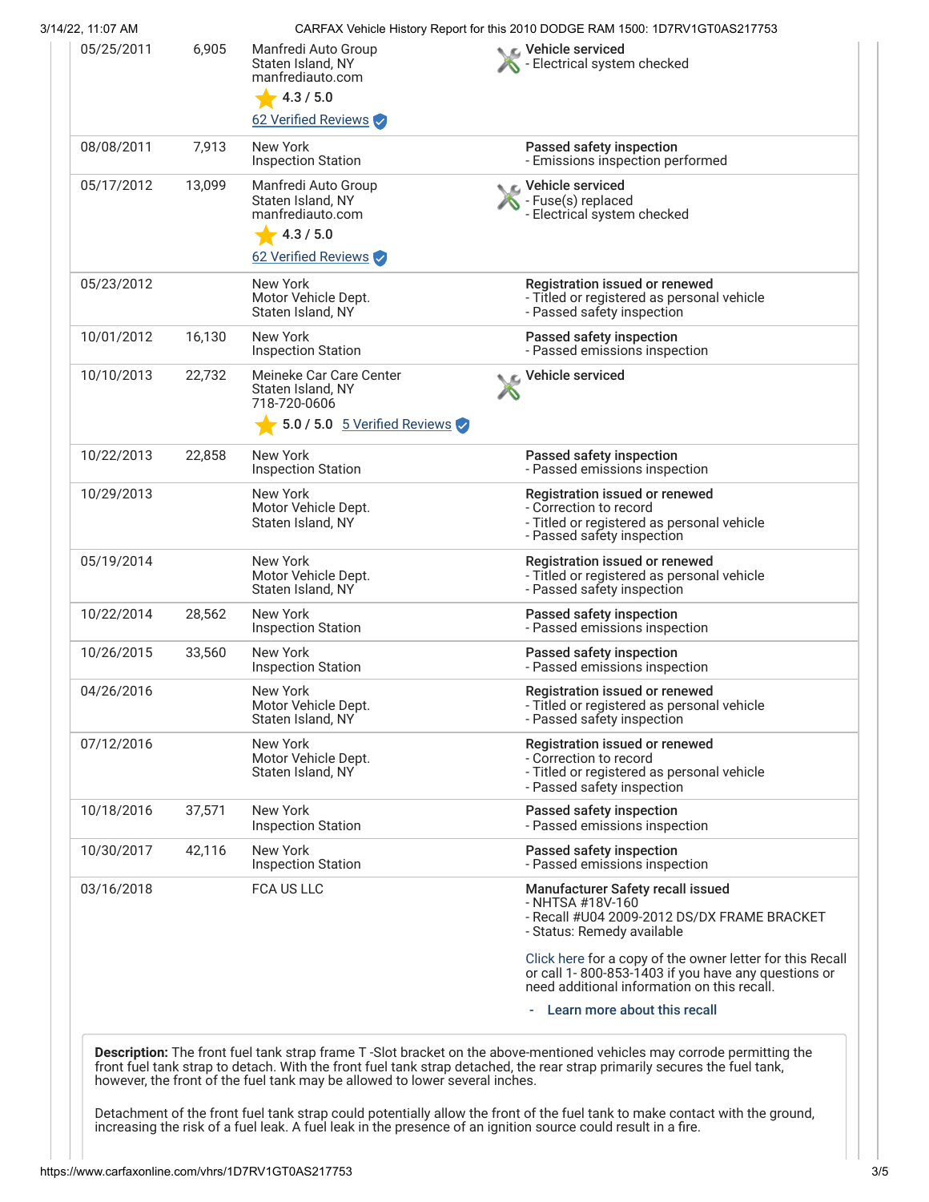| Date | Mileage | Source | Comments |
|---|---|---|---|
| 05/25/2011 | 6,905 | Manfredi Auto Group<br>Staten Island, NY<br>manfrediauto.com<br>4.3 / 5.0<br>62 Verified Reviews | **Vehicle serviced**<br>- Electrical system checked |
| 08/08/2011 | 7,913 | New York<br>Inspection Station | **Passed safety inspection**<br>- Emissions inspection performed |
| 05/17/2012 | 13,099 | Manfredi Auto Group<br>Staten Island, NY<br>manfrediauto.com<br>4.3 / 5.0<br>62 Verified Reviews | **Vehicle serviced**<br>- Fuse(s) replaced<br>- Electrical system checked |
| 05/23/2012 | | New York<br>Motor Vehicle Dept.<br>Staten Island, NY | **Registration issued or renewed**<br>- Titled or registered as personal vehicle<br>- Passed safety inspection |
| 10/01/2012 | 16,130 | New York<br>Inspection Station | **Passed safety inspection**<br>- Passed emissions inspection |
| 10/10/2013 | 22,732 | Meineke Car Care Center<br>Staten Island, NY<br>718-720-0606<br>5.0 / 5.0 5 Verified Reviews | **Vehicle serviced** |
| 10/22/2013 | 22,858 | New York<br>Inspection Station | **Passed safety inspection**<br>- Passed emissions inspection |
| 10/29/2013 | | New York<br>Motor Vehicle Dept.<br>Staten Island, NY | **Registration issued or renewed**<br>- Correction to record<br>- Titled or registered as personal vehicle<br>- Passed safety inspection |
| 05/19/2014 | | New York<br>Motor Vehicle Dept.<br>Staten Island, NY | **Registration issued or renewed**<br>- Titled or registered as personal vehicle<br>- Passed safety inspection |
| 10/22/2014 | 28,562 | New York<br>Inspection Station | **Passed safety inspection**<br>- Passed emissions inspection |
| 10/26/2015 | 33,560 | New York<br>Inspection Station | **Passed safety inspection**<br>- Passed emissions inspection |
| 04/26/2016 | | New York<br>Motor Vehicle Dept.<br>Staten Island, NY | **Registration issued or renewed**<br>- Titled or registered as personal vehicle<br>- Passed safety inspection |
| 07/12/2016 | | New York<br>Motor Vehicle Dept.<br>Staten Island, NY | **Registration issued or renewed**<br>- Correction to record<br>- Titled or registered as personal vehicle<br>- Passed safety inspection |
| 10/18/2016 | 37,571 | New York<br>Inspection Station | **Passed safety inspection**<br>- Passed emissions inspection |
| 10/30/2017 | 42,116 | New York<br>Inspection Station | **Passed safety inspection**<br>- Passed emissions inspection |
| 03/16/2018 | | FCA US LLC | **Manufacturer Safety recall issued**<br>- NHTSA #18V-160<br>- Recall #U04 2009-2012 DS/DX FRAME BRACKET<br>- Status: Remedy available<br><br>Click here for a copy of the owner letter for this Recall or call 1- 800-853-1403 if you have any questions or need additional information on this recall.<br><br>- **Learn more about this recall** |

**Description:** The front fuel tank strap frame T -Slot bracket on the above-mentioned vehicles may corrode permitting the front fuel tank strap to detach. With the front fuel tank strap detached, the rear strap primarily secures the fuel tank, however, the front of the fuel tank may be allowed to lower several inches.

Detachment of the front fuel tank strap could potentially allow the front of the fuel tank to make contact with the ground, increasing the risk of a fuel leak. A fuel leak in the presence of an ignition source could result in a fire.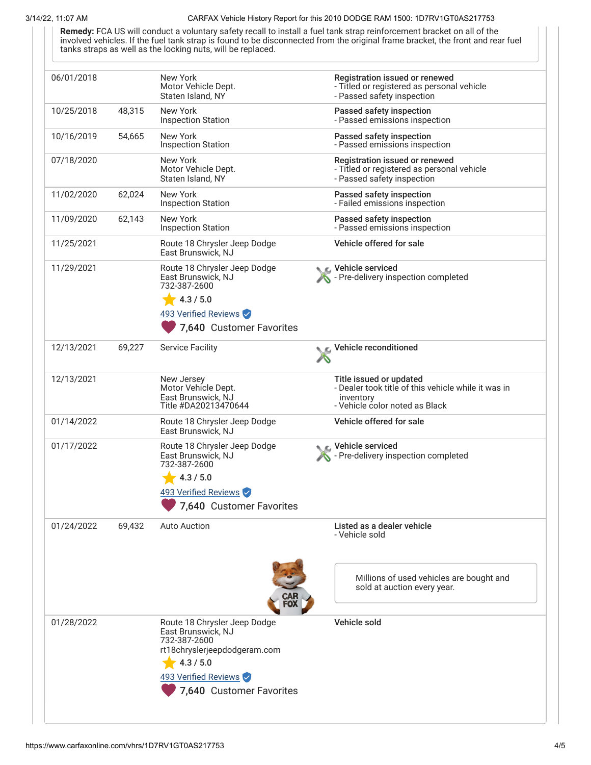**Remedy:** FCA US will conduct a voluntary safety recall to install a fuel tank strap reinforcement bracket on all of the involved vehicles. If the fuel tank strap is found to be disconnected from the original frame bracket, the front and rear fuel tanks straps as well as the locking nuts, will be replaced.

| Date | Mileage | Source | Comments |
|---|---|---|---|
| 06/01/2018 | | New York<br>Motor Vehicle Dept.<br>Staten Island, NY | **Registration issued or renewed**<br>- Titled or registered as personal vehicle<br>- Passed safety inspection |
| 10/25/2018 | 48,315 | New York<br>Inspection Station | **Passed safety inspection**<br>- Passed emissions inspection |
| 10/16/2019 | 54,665 | New York<br>Inspection Station | **Passed safety inspection**<br>- Passed emissions inspection |
| 07/18/2020 | | New York<br>Motor Vehicle Dept.<br>Staten Island, NY | **Registration issued or renewed**<br>- Titled or registered as personal vehicle<br>- Passed safety inspection |
| 11/02/2020 | 62,024 | New York<br>Inspection Station | **Passed safety inspection**<br>- Failed emissions inspection |
| 11/09/2020 | 62,143 | New York<br>Inspection Station | **Passed safety inspection**<br>- Passed emissions inspection |
| 11/25/2021 | | Route 18 Chrysler Jeep Dodge<br>East Brunswick, NJ | **Vehicle offered for sale** |
| 11/29/2021 | | Route 18 Chrysler Jeep Dodge<br>East Brunswick, NJ<br>732-387-2600<br>4.3 / 5.0<br>493 Verified Reviews<br>7,640 Customer Favorites | **Vehicle serviced**<br>- Pre-delivery inspection completed |
| 12/13/2021 | 69,227 | Service Facility | **Vehicle reconditioned** |
| 12/13/2021 | | New Jersey<br>Motor Vehicle Dept.<br>East Brunswick, NJ<br>Title #DA20213470644 | **Title issued or updated**<br>- Dealer took title of this vehicle while it was in inventory<br>- Vehicle color noted as Black |
| 01/14/2022 | | Route 18 Chrysler Jeep Dodge<br>East Brunswick, NJ | **Vehicle offered for sale** |
| 01/17/2022 | | Route 18 Chrysler Jeep Dodge<br>East Brunswick, NJ<br>732-387-2600<br>4.3 / 5.0<br>493 Verified Reviews<br>7,640 Customer Favorites | **Vehicle serviced**<br>- Pre-delivery inspection completed |
| 01/24/2022 | 69,432 | Auto Auction | **Listed as a dealer vehicle**<br>- Vehicle sold<br><br>Millions of used vehicles are bought and sold at auction every year. |
| 01/28/2022 | | Route 18 Chrysler Jeep Dodge<br>East Brunswick, NJ<br>732-387-2600<br>rt18chryslerjeepdodgeram.com<br>4.3 / 5.0<br>493 Verified Reviews<br>7,640 Customer Favorites | **Vehicle sold** |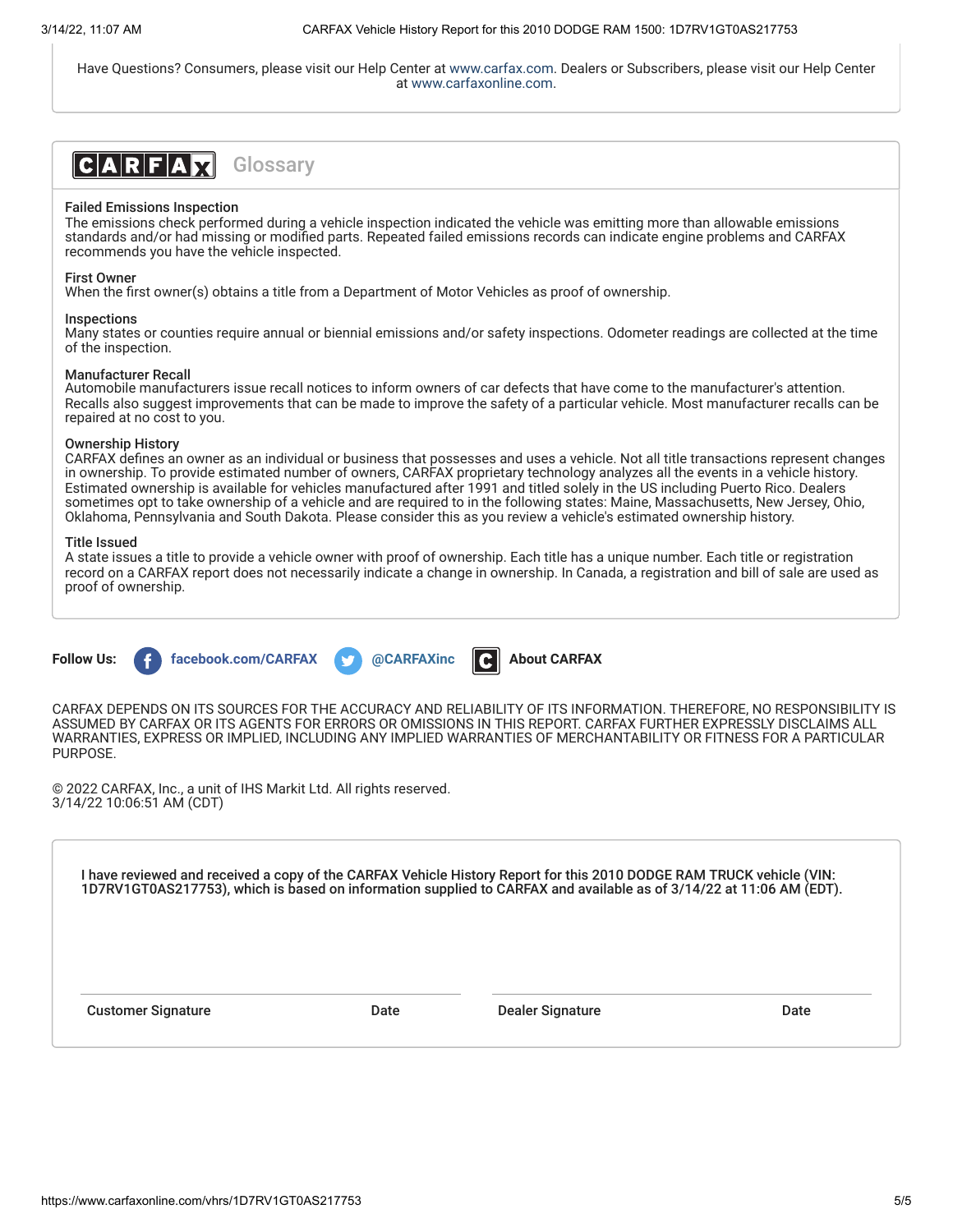Have Questions? Consumers, please visit our Help Center at www.carfax.com. Dealers or Subscribers, please visit our Help Center at www.carfaxonline.com.

## CARFAX Glossary

**Failed Emissions Inspection**
The emissions check performed during a vehicle inspection indicated the vehicle was emitting more than allowable emissions standards and/or had missing or modified parts. Repeated failed emissions records can indicate engine problems and CARFAX recommends you have the vehicle inspected.

**First Owner**
When the first owner(s) obtains a title from a Department of Motor Vehicles as proof of ownership.

**Inspections**
Many states or counties require annual or biennial emissions and/or safety inspections. Odometer readings are collected at the time of the inspection.

**Manufacturer Recall**
Automobile manufacturers issue recall notices to inform owners of car defects that have come to the manufacturer's attention. Recalls also suggest improvements that can be made to improve the safety of a particular vehicle. Most manufacturer recalls can be repaired at no cost to you.

**Ownership History**
CARFAX defines an owner as an individual or business that possesses and uses a vehicle. Not all title transactions represent changes in ownership. To provide estimated number of owners, CARFAX proprietary technology analyzes all the events in a vehicle history. Estimated ownership is available for vehicles manufactured after 1991 and titled solely in the US including Puerto Rico. Dealers sometimes opt to take ownership of a vehicle and are required to in the following states: Maine, Massachusetts, New Jersey, Ohio, Oklahoma, Pennsylvania and South Dakota. Please consider this as you review a vehicle's estimated ownership history.

**Title Issued**
A state issues a title to provide a vehicle owner with proof of ownership. Each title has a unique number. Each title or registration record on a CARFAX report does not necessarily indicate a change in ownership. In Canada, a registration and bill of sale are used as proof of ownership.

**Follow Us:** facebook.com/CARFAX @CARFAXinc About CARFAX

CARFAX DEPENDS ON ITS SOURCES FOR THE ACCURACY AND RELIABILITY OF ITS INFORMATION. THEREFORE, NO RESPONSIBILITY IS ASSUMED BY CARFAX OR ITS AGENTS FOR ERRORS OR OMISSIONS IN THIS REPORT. CARFAX FURTHER EXPRESSLY DISCLAIMS ALL WARRANTIES, EXPRESS OR IMPLIED, INCLUDING ANY IMPLIED WARRANTIES OF MERCHANTABILITY OR FITNESS FOR A PARTICULAR PURPOSE.

© 2022 CARFAX, Inc., a unit of IHS Markit Ltd. All rights reserved.
3/14/22 10:06:51 AM (CDT)

**I have reviewed and received a copy of the CARFAX Vehicle History Report for this 2010 DODGE RAM TRUCK vehicle (VIN: 1D7RV1GT0AS217753), which is based on information supplied to CARFAX and available as of 3/14/22 at 11:06 AM (EDT).**

| Customer Signature | Date | Dealer Signature | Date |
|---|---|---|---|